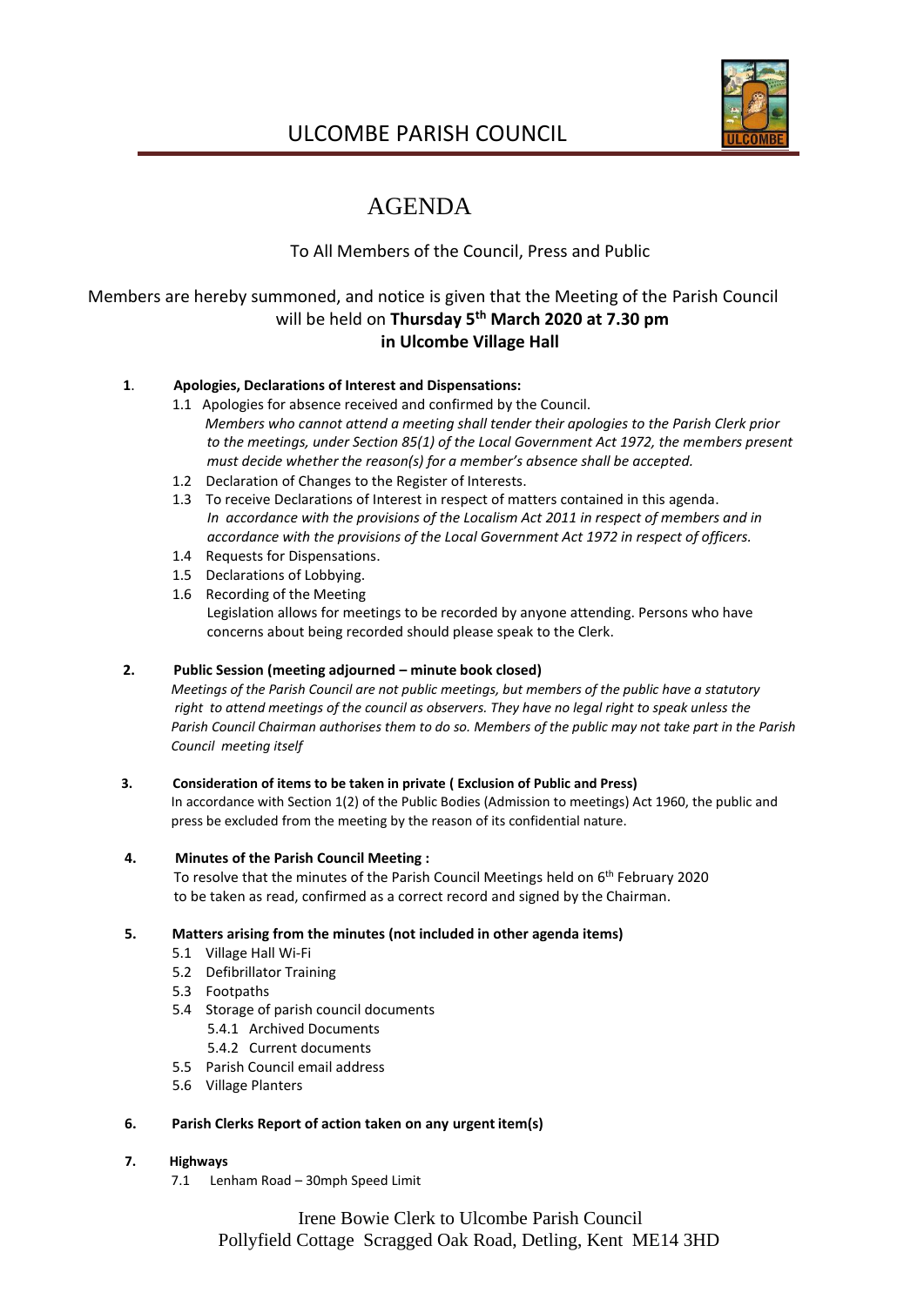# ULCOMBE PARISH COUNCIL

## AGENDA

To All Members of the Council, Press and Public

Members are hereby summoned, and notice is given that the Meeting of the Parish Council will be held on **Thursday 5th March 2020 at 7.30 pm in Ulcombe Village Hall**

**1. Apologies, Declarations of Interest and Dispensations:**

1.1 Apologies for absence received and confirmed by the Council.
*Members who cannot attend a meeting shall tender their apologies to the Parish Clerk prior to the meetings, under Section 85(1) of the Local Government Act 1972, the members present must decide whether the reason(s) for a member's absence shall be accepted.*

1.2 Declaration of Changes to the Register of Interests.

1.3 To receive Declarations of Interest in respect of matters contained in this agenda.
*In accordance with the provisions of the Localism Act 2011 in respect of members and in accordance with the provisions of the Local Government Act 1972 in respect of officers.*

1.4 Requests for Dispensations.

1.5 Declarations of Lobbying.

1.6 Recording of the Meeting
Legislation allows for meetings to be recorded by anyone attending. Persons who have concerns about being recorded should please speak to the Clerk.

**2. Public Session (meeting adjourned – minute book closed)**

*Meetings of the Parish Council are not public meetings, but members of the public have a statutory right to attend meetings of the council as observers. They have no legal right to speak unless the Parish Council Chairman authorises them to do so. Members of the public may not take part in the Parish Council meeting itself*

**3. Consideration of items to be taken in private ( Exclusion of Public and Press)**

In accordance with Section 1(2) of the Public Bodies (Admission to meetings) Act 1960, the public and press be excluded from the meeting by the reason of its confidential nature.

**4. Minutes of the Parish Council Meeting :**

To resolve that the minutes of the Parish Council Meetings held on 6th February 2020 to be taken as read, confirmed as a correct record and signed by the Chairman.

**5. Matters arising from the minutes (not included in other agenda items)**

5.1 Village Hall Wi-Fi
5.2 Defibrillator Training
5.3 Footpaths
5.4 Storage of parish council documents
  5.4.1 Archived Documents
  5.4.2 Current documents
5.5 Parish Council email address
5.6 Village Planters

**6. Parish Clerks Report of action taken on any urgent item(s)**

**7. Highways**

7.1 Lenham Road – 30mph Speed Limit

Irene Bowie Clerk to Ulcombe Parish Council
Pollyfield Cottage Scragged Oak Road, Detling, Kent ME14 3HD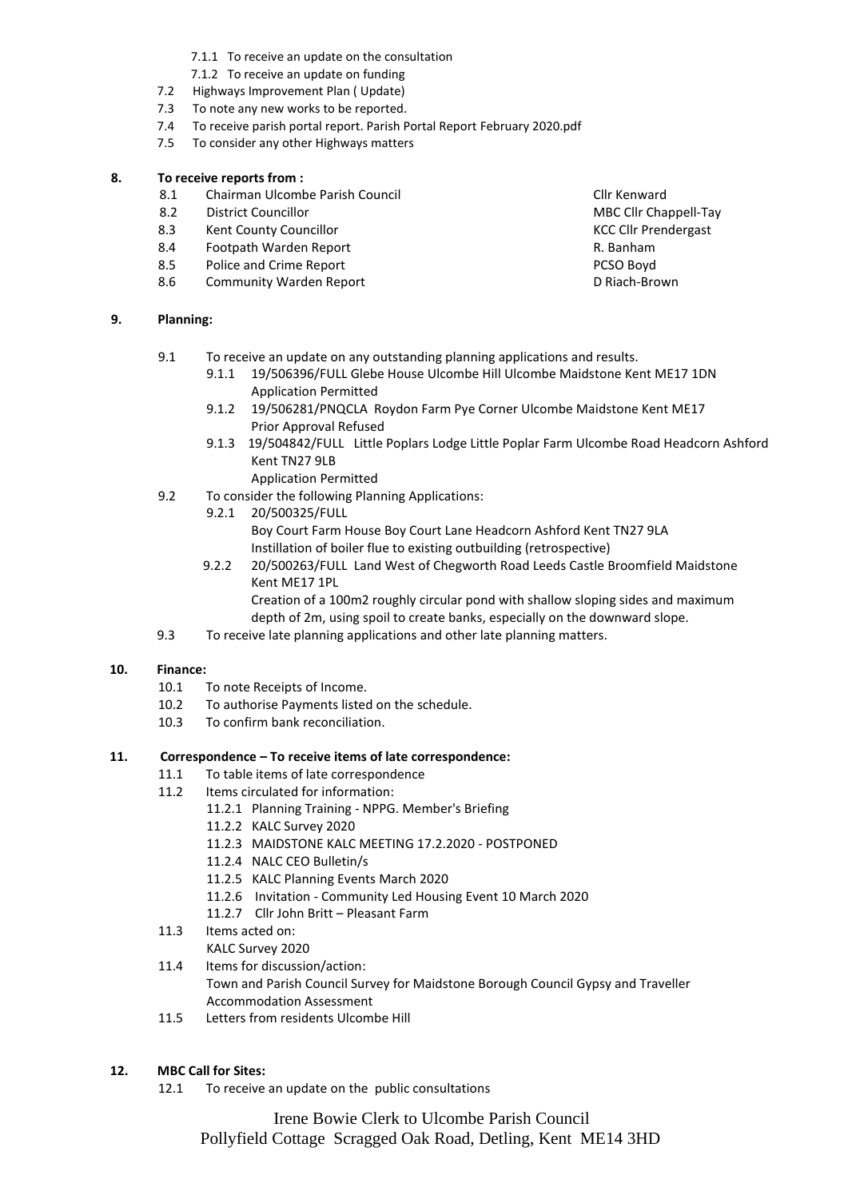- 7.1.1 To receive an update on the consultation
- 7.1.2 To receive an update on funding
- 7.2 Highways Improvement Plan ( Update)
- 7.3 To note any new works to be reported.
- 7.4 To receive parish portal report. Parish Portal Report February 2020.pdf
- 7.5 To consider any other Highways matters

**8. To receive reports from :**

| | | |
|---|---|---|
| 8.1 | Chairman Ulcombe Parish Council | Cllr Kenward |
| 8.2 | District Councillor | MBC Cllr Chappell-Tay |
| 8.3 | Kent County Councillor | KCC Cllr Prendergast |
| 8.4 | Footpath Warden Report | R. Banham |
| 8.5 | Police and Crime Report | PCSO Boyd |
| 8.6 | Community Warden Report | D Riach-Brown |

**9. Planning:**

- 9.1 To receive an update on any outstanding planning applications and results.
  - 9.1.1 19/506396/FULL Glebe House Ulcombe Hill Ulcombe Maidstone Kent ME17 1DN
    Application Permitted
  - 9.1.2 19/506281/PNQCLA Roydon Farm Pye Corner Ulcombe Maidstone Kent ME17
    Prior Approval Refused
  - 9.1.3 19/504842/FULL Little Poplars Lodge Little Poplar Farm Ulcombe Road Headcorn Ashford Kent TN27 9LB
    Application Permitted
- 9.2 To consider the following Planning Applications:
  - 9.2.1 20/500325/FULL
    Boy Court Farm House Boy Court Lane Headcorn Ashford Kent TN27 9LA
    Instillation of boiler flue to existing outbuilding (retrospective)
  - 9.2.2 20/500263/FULL Land West of Chegworth Road Leeds Castle Broomfield Maidstone Kent ME17 1PL
    Creation of a 100m2 roughly circular pond with shallow sloping sides and maximum depth of 2m, using spoil to create banks, especially on the downward slope.
- 9.3 To receive late planning applications and other late planning matters.

**10. Finance:**

- 10.1 To note Receipts of Income.
- 10.2 To authorise Payments listed on the schedule.
- 10.3 To confirm bank reconciliation.

**11. Correspondence – To receive items of late correspondence:**

- 11.1 To table items of late correspondence
- 11.2 Items circulated for information:
  - 11.2.1 Planning Training - NPPG. Member's Briefing
  - 11.2.2 KALC Survey 2020
  - 11.2.3 MAIDSTONE KALC MEETING 17.2.2020 - POSTPONED
  - 11.2.4 NALC CEO Bulletin/s
  - 11.2.5 KALC Planning Events March 2020
  - 11.2.6 Invitation - Community Led Housing Event 10 March 2020
  - 11.2.7 Cllr John Britt – Pleasant Farm
- 11.3 Items acted on:
  KALC Survey 2020
- 11.4 Items for discussion/action:
  Town and Parish Council Survey for Maidstone Borough Council Gypsy and Traveller Accommodation Assessment
- 11.5 Letters from residents Ulcombe Hill

**12. MBC Call for Sites:**

- 12.1 To receive an update on the public consultations

Irene Bowie Clerk to Ulcombe Parish Council
Pollyfield Cottage Scragged Oak Road, Detling, Kent ME14 3HD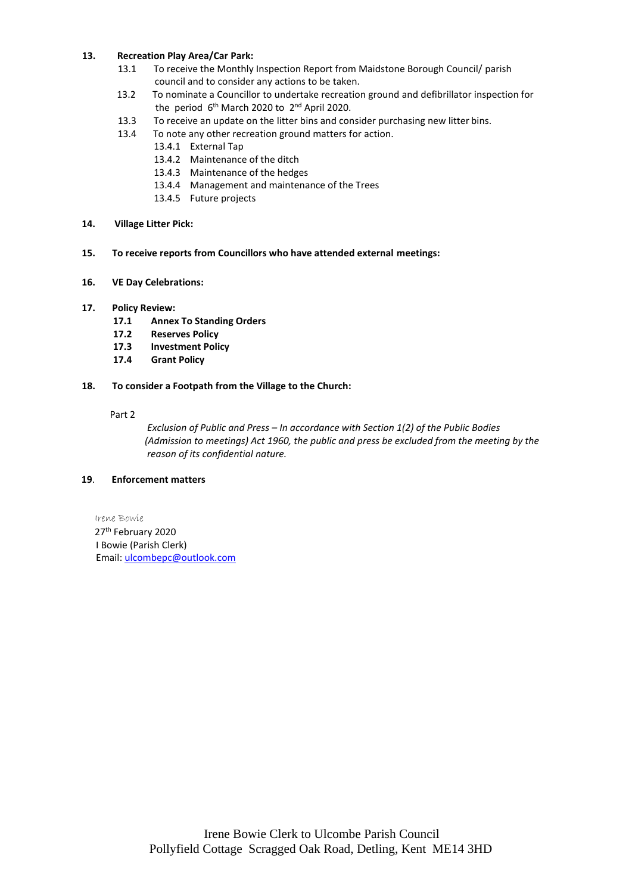**13. Recreation Play Area/Car Park:**

13.1 To receive the Monthly Inspection Report from Maidstone Borough Council/ parish council and to consider any actions to be taken.

13.2 To nominate a Councillor to undertake recreation ground and defibrillator inspection for the period 6th March 2020 to 2nd April 2020.

13.3 To receive an update on the litter bins and consider purchasing new litter bins.

13.4 To note any other recreation ground matters for action.

- 13.4.1 External Tap
- 13.4.2 Maintenance of the ditch
- 13.4.3 Maintenance of the hedges
- 13.4.4 Management and maintenance of the Trees
- 13.4.5 Future projects

**14. Village Litter Pick:**

**15. To receive reports from Councillors who have attended external meetings:**

**16. VE Day Celebrations:**

**17. Policy Review:**

- **17.1 Annex To Standing Orders**
- **17.2 Reserves Policy**
- **17.3 Investment Policy**
- **17.4 Grant Policy**

**18. To consider a Footpath from the Village to the Church:**

Part 2

*Exclusion of Public and Press – In accordance with Section 1(2) of the Public Bodies (Admission to meetings) Act 1960, the public and press be excluded from the meeting by the reason of its confidential nature.*

**19. Enforcement matters**

Irene Bowie
27th February 2020
I Bowie (Parish Clerk)
Email: ulcombepc@outlook.com

Irene Bowie Clerk to Ulcombe Parish Council
Pollyfield Cottage Scragged Oak Road, Detling, Kent ME14 3HD